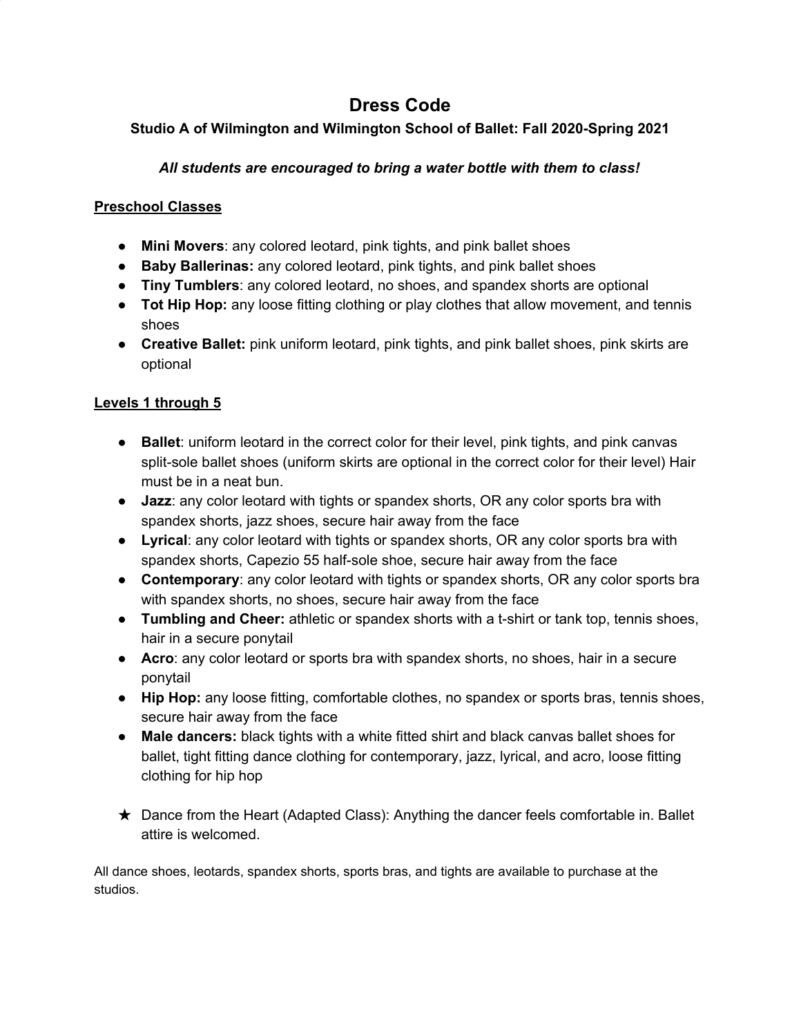# Dress Code

**Studio A of Wilmington and Wilmington School of Ballet: Fall 2020-Spring 2021**

***All students are encouraged to bring a water bottle with them to class!***

## Preschool Classes

- **Mini Movers**: any colored leotard, pink tights, and pink ballet shoes
- **Baby Ballerinas:** any colored leotard, pink tights, and pink ballet shoes
- **Tiny Tumblers**: any colored leotard, no shoes, and spandex shorts are optional
- **Tot Hip Hop:** any loose fitting clothing or play clothes that allow movement, and tennis shoes
- **Creative Ballet:** pink uniform leotard, pink tights, and pink ballet shoes, pink skirts are optional

## Levels 1 through 5

- **Ballet**: uniform leotard in the correct color for their level, pink tights, and pink canvas split-sole ballet shoes (uniform skirts are optional in the correct color for their level) Hair must be in a neat bun.
- **Jazz**: any color leotard with tights or spandex shorts, OR any color sports bra with spandex shorts, jazz shoes, secure hair away from the face
- **Lyrical**: any color leotard with tights or spandex shorts, OR any color sports bra with spandex shorts, Capezio 55 half-sole shoe, secure hair away from the face
- **Contemporary**: any color leotard with tights or spandex shorts, OR any color sports bra with spandex shorts, no shoes, secure hair away from the face
- **Tumbling and Cheer:** athletic or spandex shorts with a t-shirt or tank top, tennis shoes, hair in a secure ponytail
- **Acro**: any color leotard or sports bra with spandex shorts, no shoes, hair in a secure ponytail
- **Hip Hop:** any loose fitting, comfortable clothes, no spandex or sports bras, tennis shoes, secure hair away from the face
- **Male dancers:** black tights with a white fitted shirt and black canvas ballet shoes for ballet, tight fitting dance clothing for contemporary, jazz, lyrical, and acro, loose fitting clothing for hip hop

★ Dance from the Heart (Adapted Class): Anything the dancer feels comfortable in. Ballet attire is welcomed.

All dance shoes, leotards, spandex shorts, sports bras, and tights are available to purchase at the studios.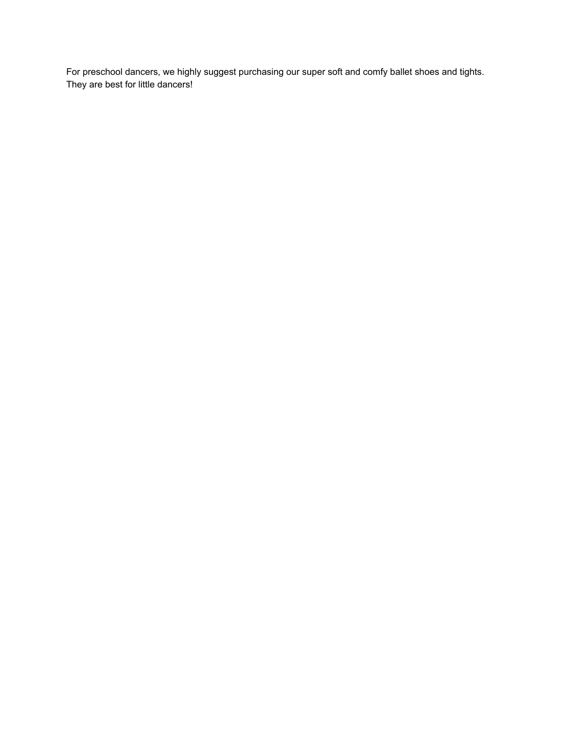For preschool dancers, we highly suggest purchasing our super soft and comfy ballet shoes and tights. They are best for little dancers!